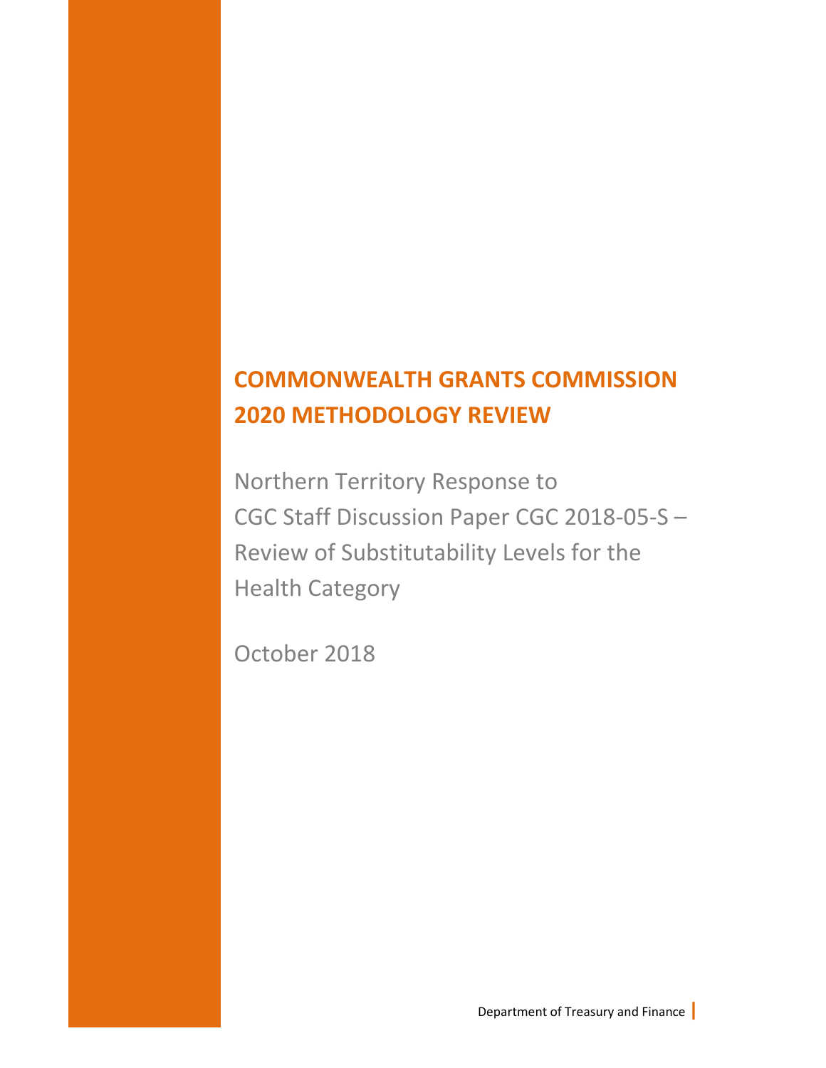# COMMONWEALTH GRANTS COMMISSION 2020 METHODOLOGY REVIEW

Northern Territory Response to CGC Staff Discussion Paper CGC 2018-05-S – Review of Substitutability Levels for the Health Category

October 2018

Department of Treasury and Finance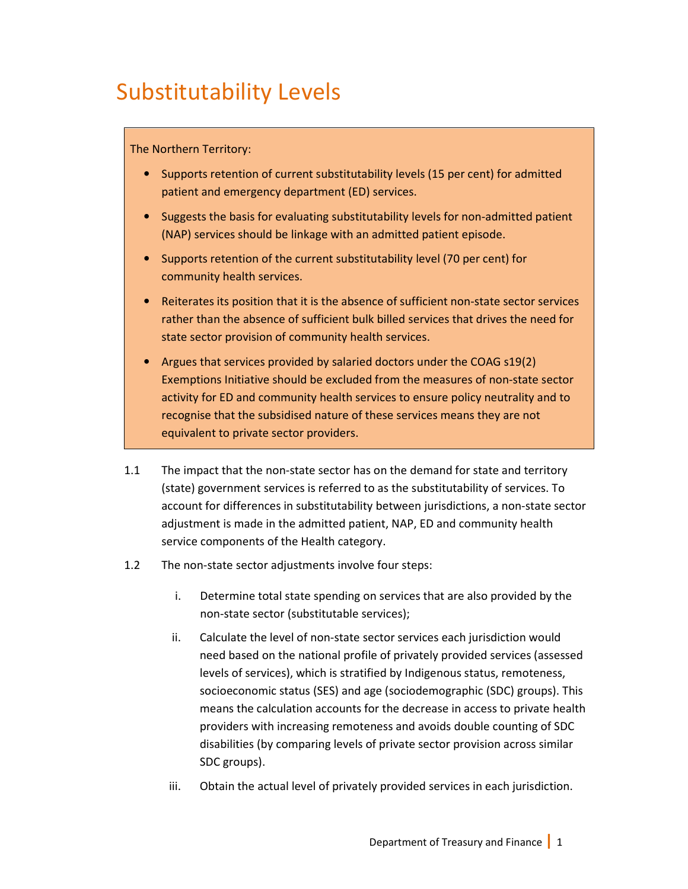# Substitutability Levels

> The Northern Territory:
>
> - Supports retention of current substitutability levels (15 per cent) for admitted patient and emergency department (ED) services.
> - Suggests the basis for evaluating substitutability levels for non-admitted patient (NAP) services should be linkage with an admitted patient episode.
> - Supports retention of the current substitutability level (70 per cent) for community health services.
> - Reiterates its position that it is the absence of sufficient non-state sector services rather than the absence of sufficient bulk billed services that drives the need for state sector provision of community health services.
> - Argues that services provided by salaried doctors under the COAG s19(2) Exemptions Initiative should be excluded from the measures of non-state sector activity for ED and community health services to ensure policy neutrality and to recognise that the subsidised nature of these services means they are not equivalent to private sector providers.

1.1 The impact that the non-state sector has on the demand for state and territory (state) government services is referred to as the substitutability of services. To account for differences in substitutability between jurisdictions, a non-state sector adjustment is made in the admitted patient, NAP, ED and community health service components of the Health category.

1.2 The non-state sector adjustments involve four steps:

i. Determine total state spending on services that are also provided by the non-state sector (substitutable services);

ii. Calculate the level of non-state sector services each jurisdiction would need based on the national profile of privately provided services (assessed levels of services), which is stratified by Indigenous status, remoteness, socioeconomic status (SES) and age (sociodemographic (SDC) groups). This means the calculation accounts for the decrease in access to private health providers with increasing remoteness and avoids double counting of SDC disabilities (by comparing levels of private sector provision across similar SDC groups).

iii. Obtain the actual level of privately provided services in each jurisdiction.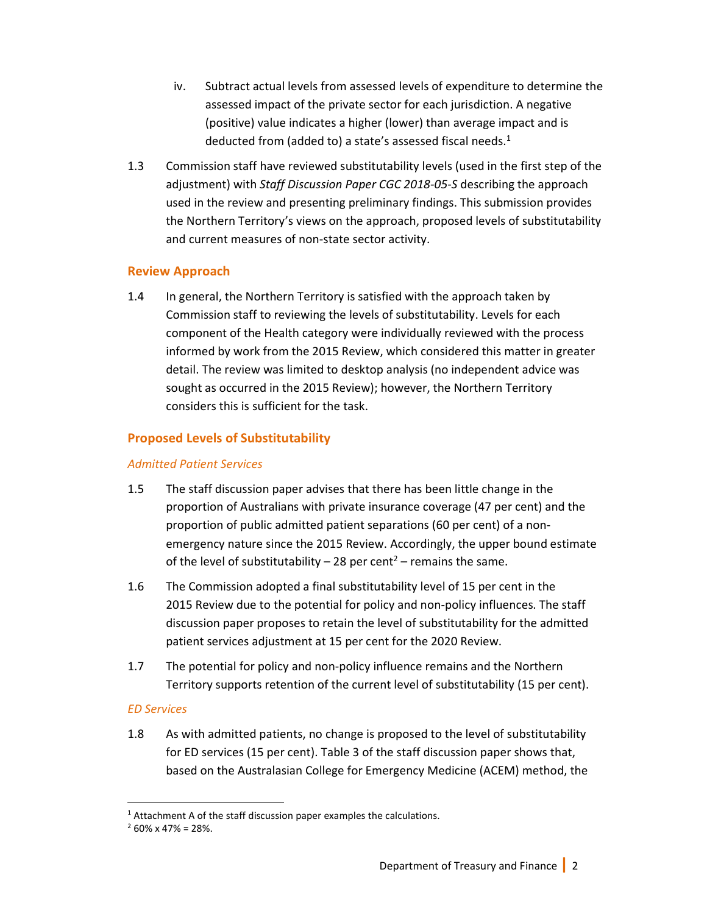iv. Subtract actual levels from assessed levels of expenditure to determine the assessed impact of the private sector for each jurisdiction. A negative (positive) value indicates a higher (lower) than average impact and is deducted from (added to) a state's assessed fiscal needs.[1]

1.3 Commission staff have reviewed substitutability levels (used in the first step of the adjustment) with *Staff Discussion Paper CGC 2018-05-S* describing the approach used in the review and presenting preliminary findings. This submission provides the Northern Territory's views on the approach, proposed levels of substitutability and current measures of non-state sector activity.

## Review Approach

1.4 In general, the Northern Territory is satisfied with the approach taken by Commission staff to reviewing the levels of substitutability. Levels for each component of the Health category were individually reviewed with the process informed by work from the 2015 Review, which considered this matter in greater detail. The review was limited to desktop analysis (no independent advice was sought as occurred in the 2015 Review); however, the Northern Territory considers this is sufficient for the task.

## Proposed Levels of Substitutability

### *Admitted Patient Services*

1.5 The staff discussion paper advises that there has been little change in the proportion of Australians with private insurance coverage (47 per cent) and the proportion of public admitted patient separations (60 per cent) of a non-emergency nature since the 2015 Review. Accordingly, the upper bound estimate of the level of substitutability – 28 per cent[2] – remains the same.

1.6 The Commission adopted a final substitutability level of 15 per cent in the 2015 Review due to the potential for policy and non-policy influences. The staff discussion paper proposes to retain the level of substitutability for the admitted patient services adjustment at 15 per cent for the 2020 Review.

1.7 The potential for policy and non-policy influence remains and the Northern Territory supports retention of the current level of substitutability (15 per cent).

### *ED Services*

1.8 As with admitted patients, no change is proposed to the level of substitutability for ED services (15 per cent). Table 3 of the staff discussion paper shows that, based on the Australasian College for Emergency Medicine (ACEM) method, the

---

[1] Attachment A of the staff discussion paper examples the calculations.

[2] 60% x 47% = 28%.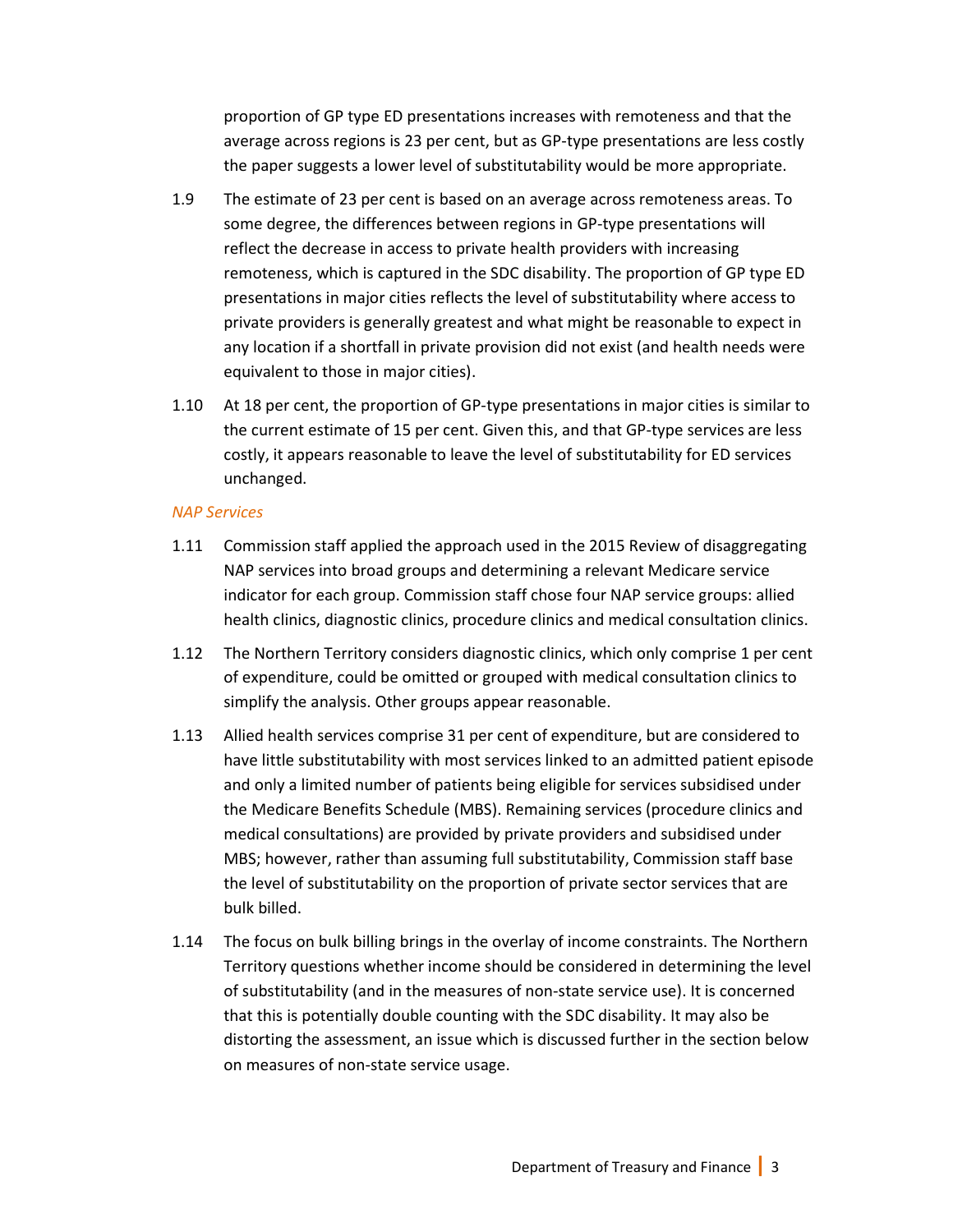proportion of GP type ED presentations increases with remoteness and that the average across regions is 23 per cent, but as GP-type presentations are less costly the paper suggests a lower level of substitutability would be more appropriate.

1.9 The estimate of 23 per cent is based on an average across remoteness areas. To some degree, the differences between regions in GP-type presentations will reflect the decrease in access to private health providers with increasing remoteness, which is captured in the SDC disability. The proportion of GP type ED presentations in major cities reflects the level of substitutability where access to private providers is generally greatest and what might be reasonable to expect in any location if a shortfall in private provision did not exist (and health needs were equivalent to those in major cities).

1.10 At 18 per cent, the proportion of GP-type presentations in major cities is similar to the current estimate of 15 per cent. Given this, and that GP-type services are less costly, it appears reasonable to leave the level of substitutability for ED services unchanged.

*NAP Services*

1.11 Commission staff applied the approach used in the 2015 Review of disaggregating NAP services into broad groups and determining a relevant Medicare service indicator for each group. Commission staff chose four NAP service groups: allied health clinics, diagnostic clinics, procedure clinics and medical consultation clinics.

1.12 The Northern Territory considers diagnostic clinics, which only comprise 1 per cent of expenditure, could be omitted or grouped with medical consultation clinics to simplify the analysis. Other groups appear reasonable.

1.13 Allied health services comprise 31 per cent of expenditure, but are considered to have little substitutability with most services linked to an admitted patient episode and only a limited number of patients being eligible for services subsidised under the Medicare Benefits Schedule (MBS). Remaining services (procedure clinics and medical consultations) are provided by private providers and subsidised under MBS; however, rather than assuming full substitutability, Commission staff base the level of substitutability on the proportion of private sector services that are bulk billed.

1.14 The focus on bulk billing brings in the overlay of income constraints. The Northern Territory questions whether income should be considered in determining the level of substitutability (and in the measures of non-state service use). It is concerned that this is potentially double counting with the SDC disability. It may also be distorting the assessment, an issue which is discussed further in the section below on measures of non-state service usage.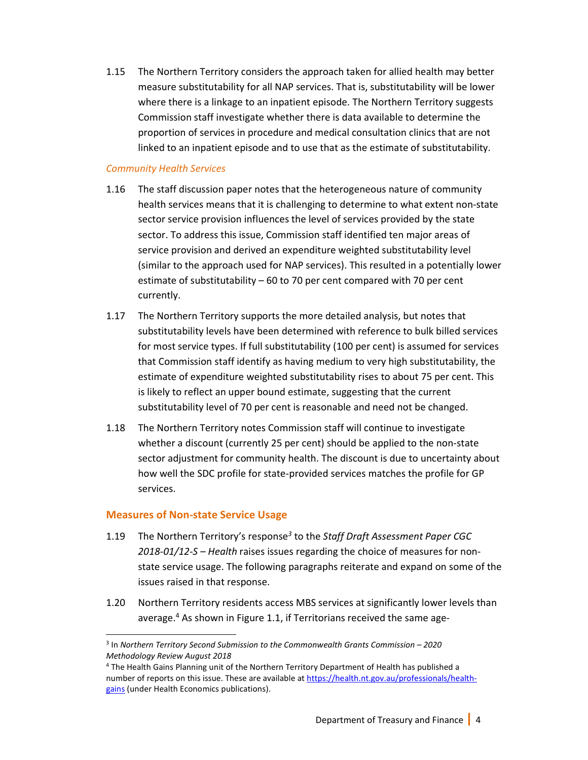1.15 The Northern Territory considers the approach taken for allied health may better measure substitutability for all NAP services. That is, substitutability will be lower where there is a linkage to an inpatient episode. The Northern Territory suggests Commission staff investigate whether there is data available to determine the proportion of services in procedure and medical consultation clinics that are not linked to an inpatient episode and to use that as the estimate of substitutability.

### *Community Health Services*

1.16 The staff discussion paper notes that the heterogeneous nature of community health services means that it is challenging to determine to what extent non-state sector service provision influences the level of services provided by the state sector. To address this issue, Commission staff identified ten major areas of service provision and derived an expenditure weighted substitutability level (similar to the approach used for NAP services). This resulted in a potentially lower estimate of substitutability – 60 to 70 per cent compared with 70 per cent currently.

1.17 The Northern Territory supports the more detailed analysis, but notes that substitutability levels have been determined with reference to bulk billed services for most service types. If full substitutability (100 per cent) is assumed for services that Commission staff identify as having medium to very high substitutability, the estimate of expenditure weighted substitutability rises to about 75 per cent. This is likely to reflect an upper bound estimate, suggesting that the current substitutability level of 70 per cent is reasonable and need not be changed.

1.18 The Northern Territory notes Commission staff will continue to investigate whether a discount (currently 25 per cent) should be applied to the non-state sector adjustment for community health. The discount is due to uncertainty about how well the SDC profile for state-provided services matches the profile for GP services.

## Measures of Non-state Service Usage

1.19 The Northern Territory's response[3] to the *Staff Draft Assessment Paper CGC 2018-01/12-S – Health* raises issues regarding the choice of measures for non-state service usage. The following paragraphs reiterate and expand on some of the issues raised in that response.

1.20 Northern Territory residents access MBS services at significantly lower levels than average.[4] As shown in Figure 1.1, if Territorians received the same age-

---

[3] In *Northern Territory Second Submission to the Commonwealth Grants Commission – 2020 Methodology Review August 2018*

[4] The Health Gains Planning unit of the Northern Territory Department of Health has published a number of reports on this issue. These are available at https://health.nt.gov.au/professionals/health-gains (under Health Economics publications).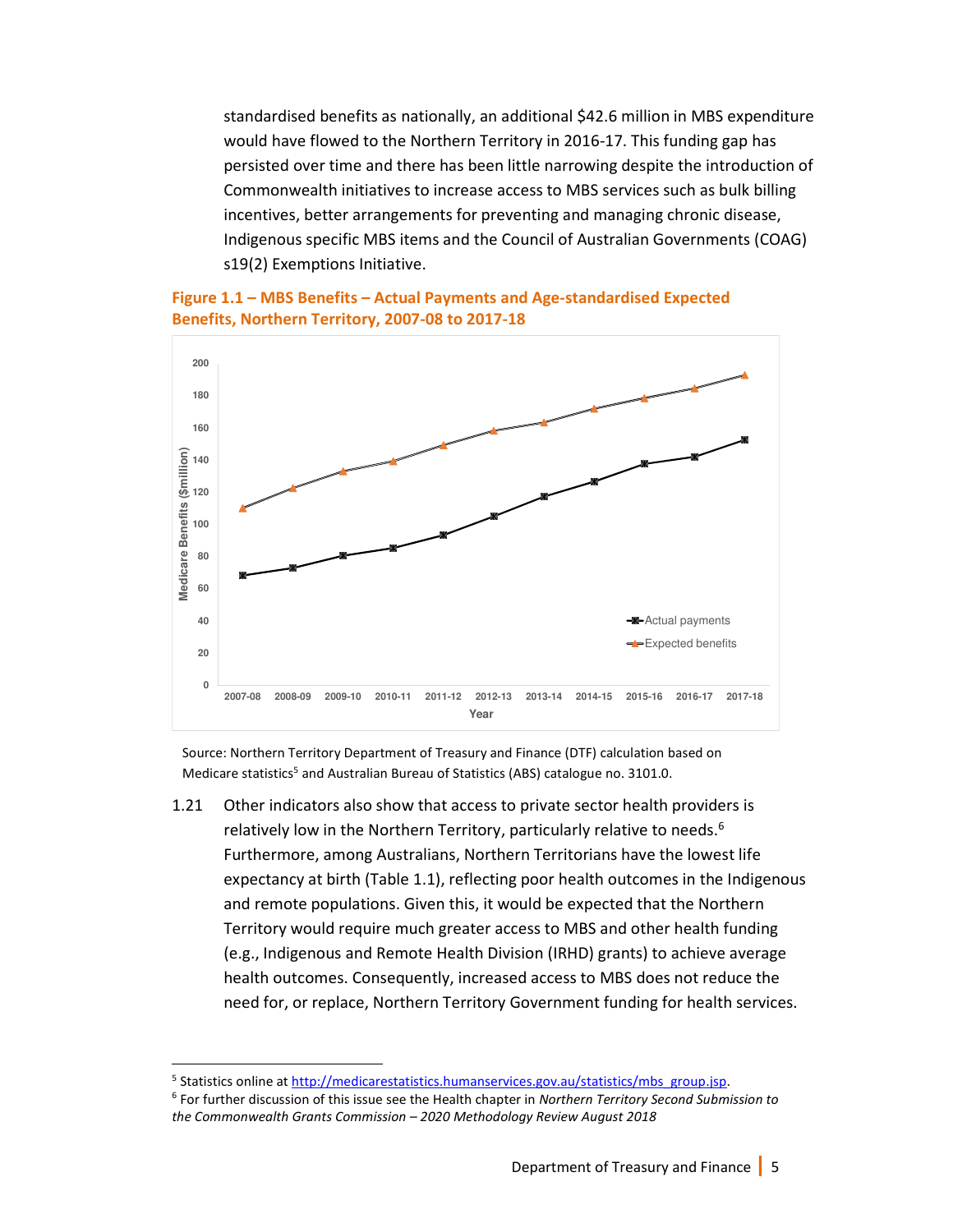standardised benefits as nationally, an additional $42.6 million in MBS expenditure would have flowed to the Northern Territory in 2016-17. This funding gap has persisted over time and there has been little narrowing despite the introduction of Commonwealth initiatives to increase access to MBS services such as bulk billing incentives, better arrangements for preventing and managing chronic disease, Indigenous specific MBS items and the Council of Australian Governments (COAG) s19(2) Exemptions Initiative.

**Figure 1.1 – MBS Benefits – Actual Payments and Age-standardised Expected Benefits, Northern Territory, 2007-08 to 2017-18**

Source: Northern Territory Department of Treasury and Finance (DTF) calculation based on Medicare statistics[5] and Australian Bureau of Statistics (ABS) catalogue no. 3101.0.

1.21 Other indicators also show that access to private sector health providers is relatively low in the Northern Territory, particularly relative to needs.[6] Furthermore, among Australians, Northern Territorians have the lowest life expectancy at birth (Table 1.1), reflecting poor health outcomes in the Indigenous and remote populations. Given this, it would be expected that the Northern Territory would require much greater access to MBS and other health funding (e.g., Indigenous and Remote Health Division (IRHD) grants) to achieve average health outcomes. Consequently, increased access to MBS does not reduce the need for, or replace, Northern Territory Government funding for health services.

[5] Statistics online at http://medicarestatistics.humanservices.gov.au/statistics/mbs_group.jsp.

[6] For further discussion of this issue see the Health chapter in *Northern Territory Second Submission to the Commonwealth Grants Commission – 2020 Methodology Review August 2018*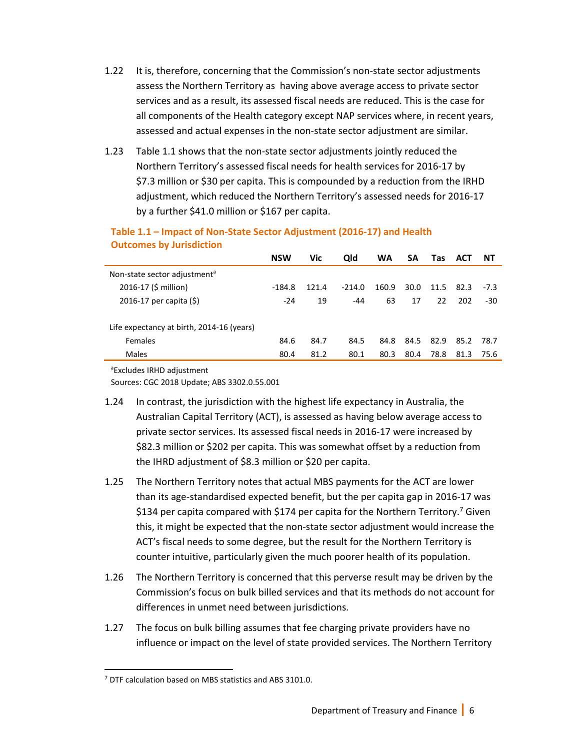1.22 It is, therefore, concerning that the Commission's non-state sector adjustments assess the Northern Territory as having above average access to private sector services and as a result, its assessed fiscal needs are reduced. This is the case for all components of the Health category except NAP services where, in recent years, assessed and actual expenses in the non-state sector adjustment are similar.

1.23 Table 1.1 shows that the non-state sector adjustments jointly reduced the Northern Territory's assessed fiscal needs for health services for 2016-17 by $7.3 million or $30 per capita. This is compounded by a reduction from the IRHD adjustment, which reduced the Northern Territory's assessed needs for 2016-17 by a further $41.0 million or $167 per capita.

**Table 1.1 – Impact of Non-State Sector Adjustment (2016-17) and Health Outcomes by Jurisdiction**

| | NSW | Vic | Qld | WA | SA | Tas | ACT | NT |
|---|---|---|---|---|---|---|---|---|
| Non-state sector adjustment[a] | | | | | | | | |
| 2016-17 ($ million) | -184.8 | 121.4 | -214.0 | 160.9 | 30.0 | 11.5 | 82.3 | -7.3 |
| 2016-17 per capita ($) | -24 | 19 | -44 | 63 | 17 | 22 | 202 | -30 |
| Life expectancy at birth, 2014-16 (years) | | | | | | | | |
| Females | 84.6 | 84.7 | 84.5 | 84.8 | 84.5 | 82.9 | 85.2 | 78.7 |
| Males | 80.4 | 81.2 | 80.1 | 80.3 | 80.4 | 78.8 | 81.3 | 75.6 |

[a]Excludes IRHD adjustment

Sources: CGC 2018 Update; ABS 3302.0.55.001

1.24 In contrast, the jurisdiction with the highest life expectancy in Australia, the Australian Capital Territory (ACT), is assessed as having below average access to private sector services. Its assessed fiscal needs in 2016-17 were increased by $82.3 million or $202 per capita. This was somewhat offset by a reduction from the IHRD adjustment of $8.3 million or $20 per capita.

1.25 The Northern Territory notes that actual MBS payments for the ACT are lower than its age-standardised expected benefit, but the per capita gap in 2016-17 was $134 per capita compared with $174 per capita for the Northern Territory.[7] Given this, it might be expected that the non-state sector adjustment would increase the ACT's fiscal needs to some degree, but the result for the Northern Territory is counter intuitive, particularly given the much poorer health of its population.

1.26 The Northern Territory is concerned that this perverse result may be driven by the Commission's focus on bulk billed services and that its methods do not account for differences in unmet need between jurisdictions.

1.27 The focus on bulk billing assumes that fee charging private providers have no influence or impact on the level of state provided services. The Northern Territory

[7] DTF calculation based on MBS statistics and ABS 3101.0.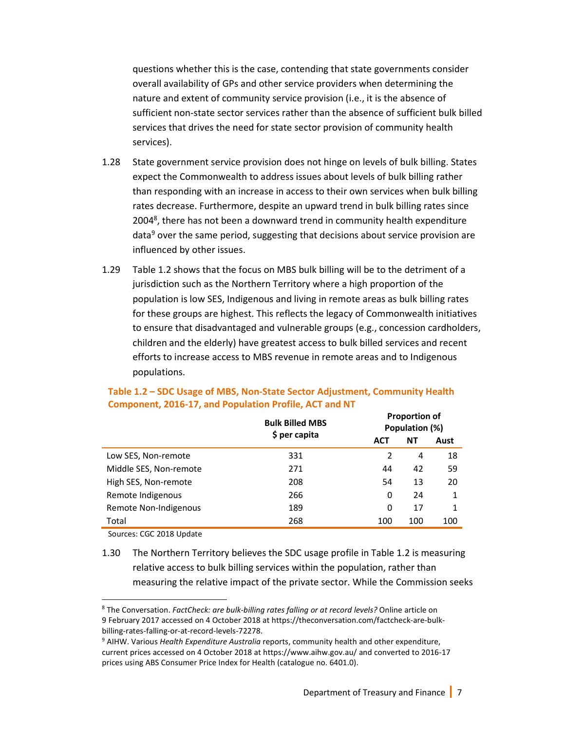questions whether this is the case, contending that state governments consider overall availability of GPs and other service providers when determining the nature and extent of community service provision (i.e., it is the absence of sufficient non-state sector services rather than the absence of sufficient bulk billed services that drives the need for state sector provision of community health services).

1.28 State government service provision does not hinge on levels of bulk billing. States expect the Commonwealth to address issues about levels of bulk billing rather than responding with an increase in access to their own services when bulk billing rates decrease. Furthermore, despite an upward trend in bulk billing rates since 2004[8], there has not been a downward trend in community health expenditure data[9] over the same period, suggesting that decisions about service provision are influenced by other issues.

1.29 Table 1.2 shows that the focus on MBS bulk billing will be to the detriment of a jurisdiction such as the Northern Territory where a high proportion of the population is low SES, Indigenous and living in remote areas as bulk billing rates for these groups are highest. This reflects the legacy of Commonwealth initiatives to ensure that disadvantaged and vulnerable groups (e.g., concession cardholders, children and the elderly) have greatest access to bulk billed services and recent efforts to increase access to MBS revenue in remote areas and to Indigenous populations.

**Table 1.2 – SDC Usage of MBS, Non-State Sector Adjustment, Community Health Component, 2016-17, and Population Profile, ACT and NT**

| | Bulk Billed MBS $ per capita | Proportion of Population (%) | | |
|---|---|---|---|---|
| | | ACT | NT | Aust |
| Low SES, Non-remote | 331 | 2 | 4 | 18 |
| Middle SES, Non-remote | 271 | 44 | 42 | 59 |
| High SES, Non-remote | 208 | 54 | 13 | 20 |
| Remote Indigenous | 266 | 0 | 24 | 1 |
| Remote Non-Indigenous | 189 | 0 | 17 | 1 |
| Total | 268 | 100 | 100 | 100 |

Sources: CGC 2018 Update

1.30 The Northern Territory believes the SDC usage profile in Table 1.2 is measuring relative access to bulk billing services within the population, rather than measuring the relative impact of the private sector. While the Commission seeks

[8] The Conversation. *FactCheck: are bulk-billing rates falling or at record levels?* Online article on 9 February 2017 accessed on 4 October 2018 at https://theconversation.com/factcheck-are-bulk-billing-rates-falling-or-at-record-levels-72278.

[9] AIHW. Various *Health Expenditure Australia* reports, community health and other expenditure, current prices accessed on 4 October 2018 at https://www.aihw.gov.au/ and converted to 2016-17 prices using ABS Consumer Price Index for Health (catalogue no. 6401.0).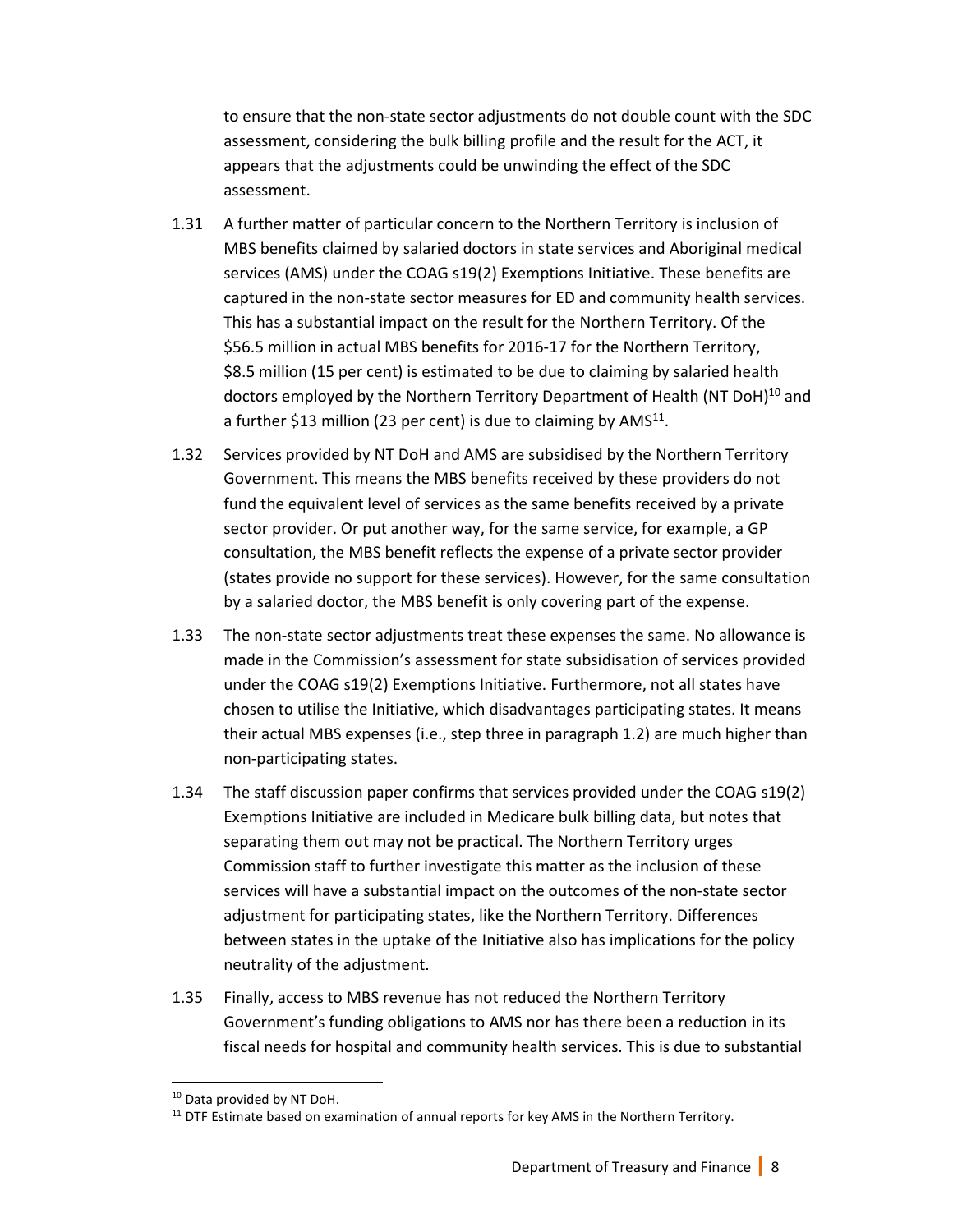to ensure that the non-state sector adjustments do not double count with the SDC assessment, considering the bulk billing profile and the result for the ACT, it appears that the adjustments could be unwinding the effect of the SDC assessment.

1.31 A further matter of particular concern to the Northern Territory is inclusion of MBS benefits claimed by salaried doctors in state services and Aboriginal medical services (AMS) under the COAG s19(2) Exemptions Initiative. These benefits are captured in the non-state sector measures for ED and community health services. This has a substantial impact on the result for the Northern Territory. Of the $56.5 million in actual MBS benefits for 2016-17 for the Northern Territory, $8.5 million (15 per cent) is estimated to be due to claiming by salaried health doctors employed by the Northern Territory Department of Health (NT DoH)[10] and a further $13 million (23 per cent) is due to claiming by AMS[11].

1.32 Services provided by NT DoH and AMS are subsidised by the Northern Territory Government. This means the MBS benefits received by these providers do not fund the equivalent level of services as the same benefits received by a private sector provider. Or put another way, for the same service, for example, a GP consultation, the MBS benefit reflects the expense of a private sector provider (states provide no support for these services). However, for the same consultation by a salaried doctor, the MBS benefit is only covering part of the expense.

1.33 The non-state sector adjustments treat these expenses the same. No allowance is made in the Commission's assessment for state subsidisation of services provided under the COAG s19(2) Exemptions Initiative. Furthermore, not all states have chosen to utilise the Initiative, which disadvantages participating states. It means their actual MBS expenses (i.e., step three in paragraph 1.2) are much higher than non-participating states.

1.34 The staff discussion paper confirms that services provided under the COAG s19(2) Exemptions Initiative are included in Medicare bulk billing data, but notes that separating them out may not be practical. The Northern Territory urges Commission staff to further investigate this matter as the inclusion of these services will have a substantial impact on the outcomes of the non-state sector adjustment for participating states, like the Northern Territory. Differences between states in the uptake of the Initiative also has implications for the policy neutrality of the adjustment.

1.35 Finally, access to MBS revenue has not reduced the Northern Territory Government's funding obligations to AMS nor has there been a reduction in its fiscal needs for hospital and community health services. This is due to substantial

[10] Data provided by NT DoH.

[11] DTF Estimate based on examination of annual reports for key AMS in the Northern Territory.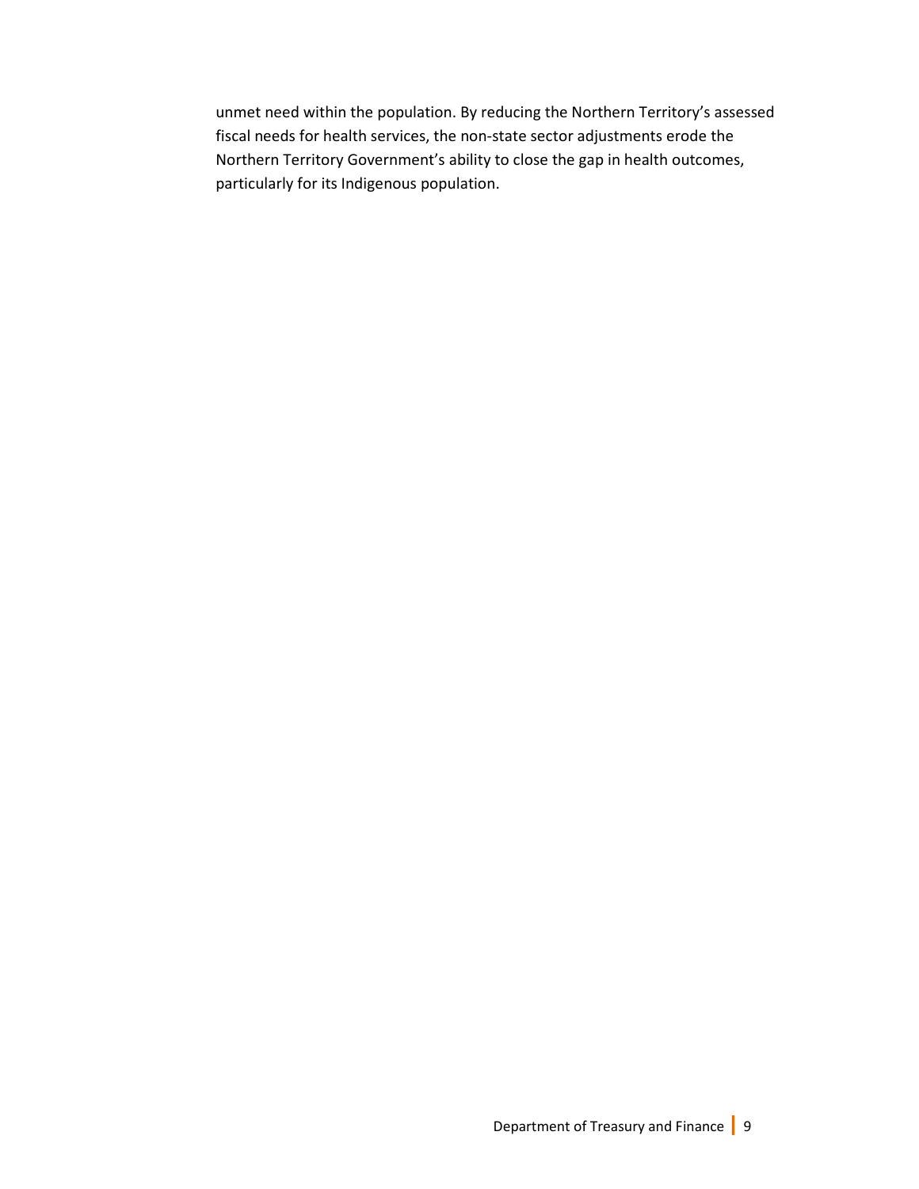unmet need within the population. By reducing the Northern Territory's assessed fiscal needs for health services, the non-state sector adjustments erode the Northern Territory Government's ability to close the gap in health outcomes, particularly for its Indigenous population.